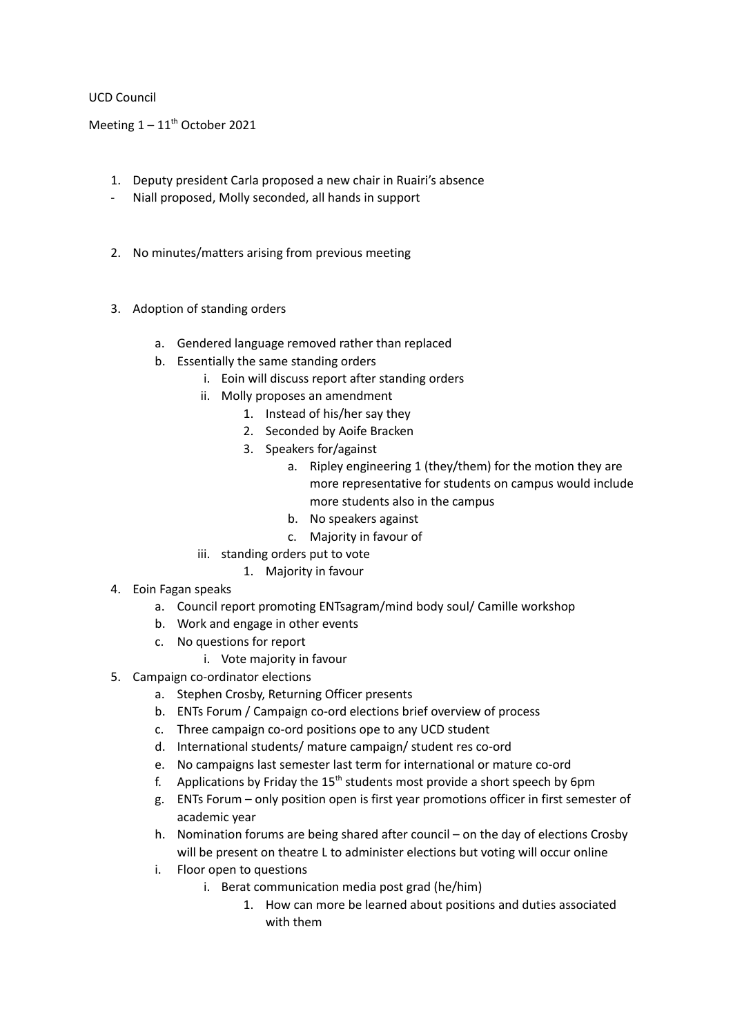UCD Council

Meeting 1 – 11th October 2021

1. Deputy president Carla proposed a new chair in Ruairi's absence
- Niall proposed, Molly seconded, all hands in support

2. No minutes/matters arising from previous meeting

3. Adoption of standing orders
   a. Gendered language removed rather than replaced
   b. Essentially the same standing orders
      i. Eoin will discuss report after standing orders
      ii. Molly proposes an amendment
         1. Instead of his/her say they
         2. Seconded by Aoife Bracken
         3. Speakers for/against
            a. Ripley engineering 1 (they/them) for the motion they are more representative for students on campus would include more students also in the campus
            b. No speakers against
            c. Majority in favour of
      iii. standing orders put to vote
         1. Majority in favour
4. Eoin Fagan speaks
   a. Council report promoting ENTsagram/mind body soul/ Camille workshop
   b. Work and engage in other events
   c. No questions for report
      i. Vote majority in favour
5. Campaign co-ordinator elections
   a. Stephen Crosby, Returning Officer presents
   b. ENTs Forum / Campaign co-ord elections brief overview of process
   c. Three campaign co-ord positions ope to any UCD student
   d. International students/ mature campaign/ student res co-ord
   e. No campaigns last semester last term for international or mature co-ord
   f. Applications by Friday the 15th students most provide a short speech by 6pm
   g. ENTs Forum – only position open is first year promotions officer in first semester of academic year
   h. Nomination forums are being shared after council – on the day of elections Crosby will be present on theatre L to administer elections but voting will occur online
   i. Floor open to questions
      i. Berat communication media post grad (he/him)
         1. How can more be learned about positions and duties associated with them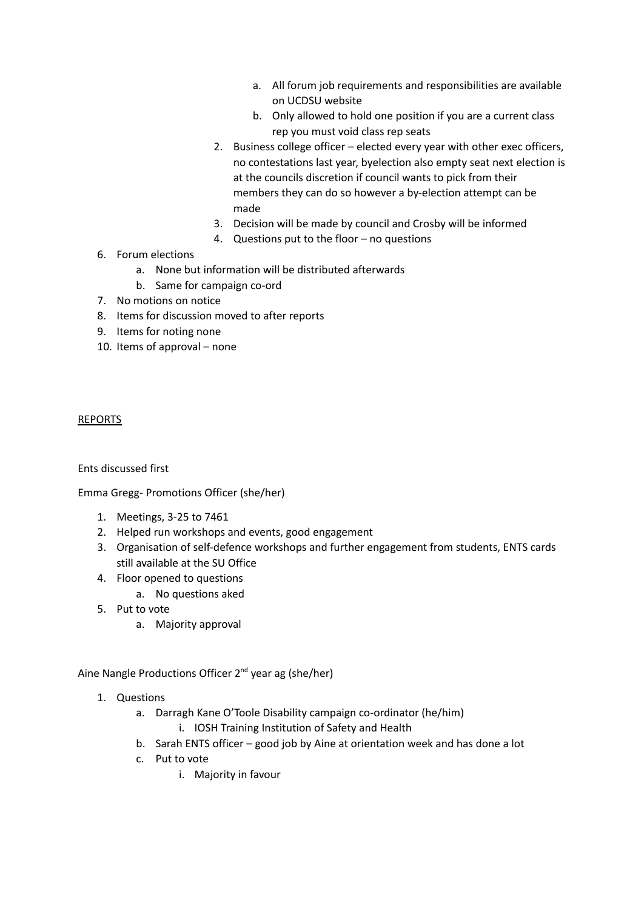a. All forum job requirements and responsibilities are available on UCDSU website
   b. Only allowed to hold one position if you are a current class rep you must void class rep seats
2. Business college officer – elected every year with other exec officers, no contestations last year, byelection also empty seat next election is at the councils discretion if council wants to pick from their members they can do so however a by-election attempt can be made
3. Decision will be made by council and Crosby will be informed
4. Questions put to the floor – no questions

6. Forum elections
   a. None but information will be distributed afterwards
   b. Same for campaign co-ord
7. No motions on notice
8. Items for discussion moved to after reports
9. Items for noting none
10. Items of approval – none

<u>REPORTS</u>

Ents discussed first

Emma Gregg- Promotions Officer (she/her)

1. Meetings, 3-25 to 7461
2. Helped run workshops and events, good engagement
3. Organisation of self-defence workshops and further engagement from students, ENTS cards still available at the SU Office
4. Floor opened to questions
   a. No questions aked
5. Put to vote
   a. Majority approval

Aine Nangle Productions Officer 2nd year ag (she/her)

1. Questions
   a. Darragh Kane O'Toole Disability campaign co-ordinator (he/him)
      i. IOSH Training Institution of Safety and Health
   b. Sarah ENTS officer – good job by Aine at orientation week and has done a lot
   c. Put to vote
      i. Majority in favour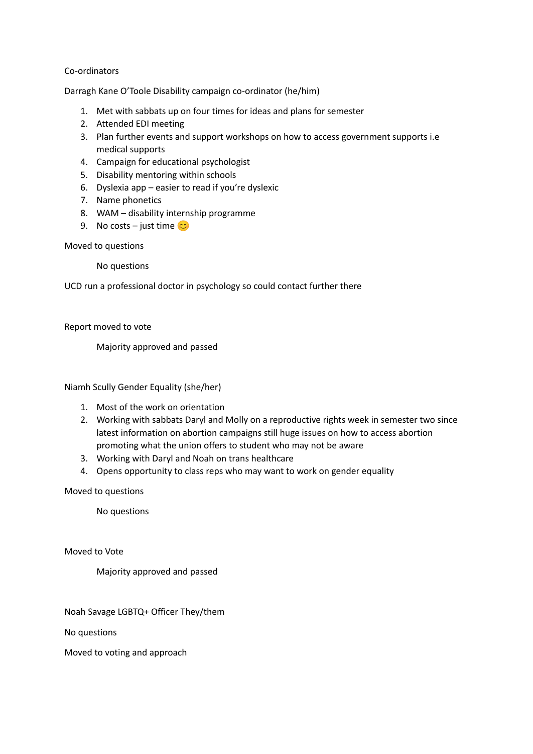Co-ordinators

Darragh Kane O'Toole Disability campaign co-ordinator (he/him)

1. Met with sabbats up on four times for ideas and plans for semester
2. Attended EDI meeting
3. Plan further events and support workshops on how to access government supports i.e medical supports
4. Campaign for educational psychologist
5. Disability mentoring within schools
6. Dyslexia app – easier to read if you're dyslexic
7. Name phonetics
8. WAM – disability internship programme
9. No costs – just time 😊

Moved to questions

No questions

UCD run a professional doctor in psychology so could contact further there

Report moved to vote

Majority approved and passed

Niamh Scully Gender Equality (she/her)

1. Most of the work on orientation
2. Working with sabbats Daryl and Molly on a reproductive rights week in semester two since latest information on abortion campaigns still huge issues on how to access abortion promoting what the union offers to student who may not be aware
3. Working with Daryl and Noah on trans healthcare
4. Opens opportunity to class reps who may want to work on gender equality

Moved to questions

No questions

Moved to Vote

Majority approved and passed

Noah Savage LGBTQ+ Officer They/them

No questions

Moved to voting and approach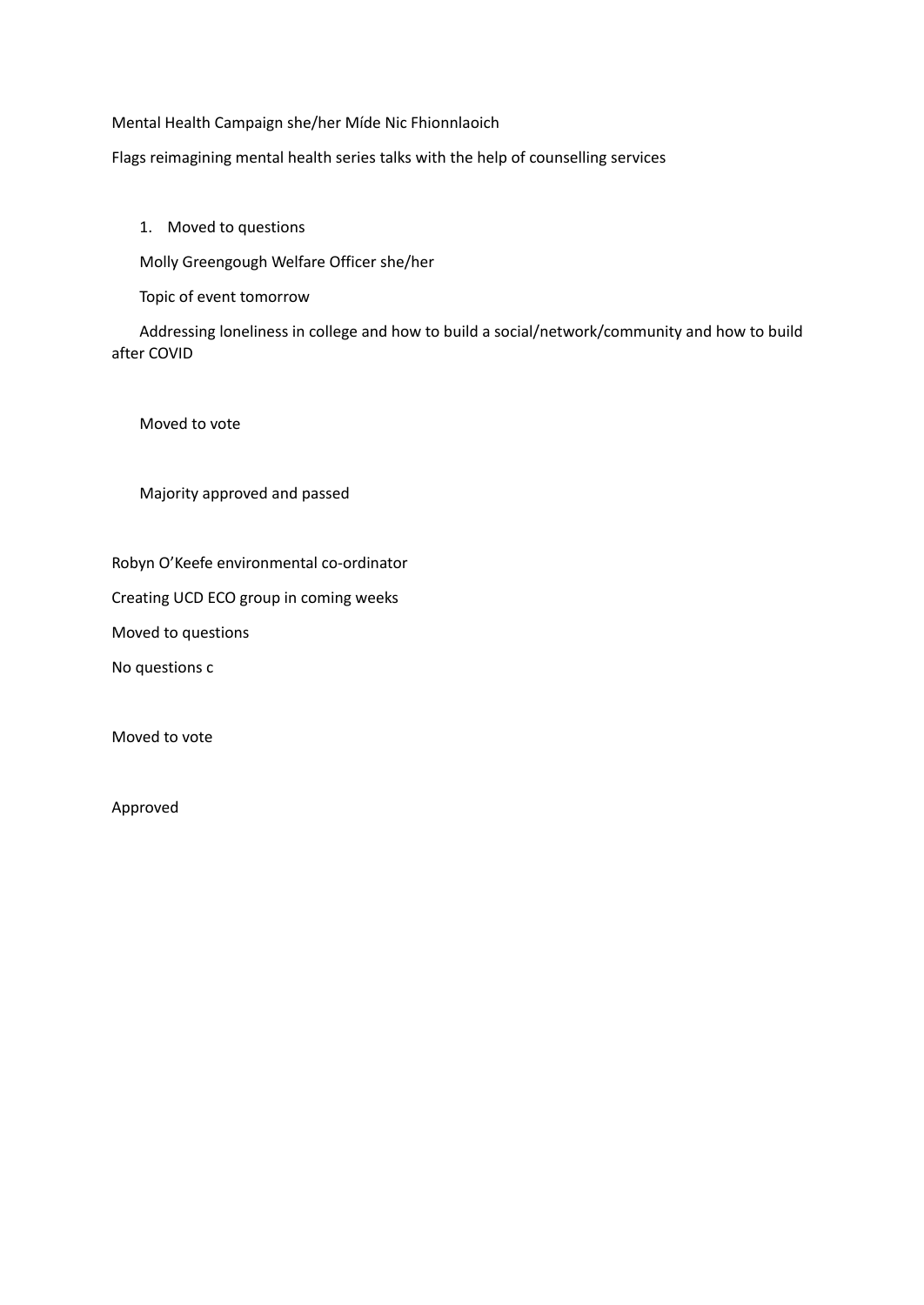Mental Health Campaign she/her Míde Nic Fhionnlaoich

Flags reimagining mental health series talks with the help of counselling services

1. Moved to questions

   Molly Greengough Welfare Officer she/her

   Topic of event tomorrow

   Addressing loneliness in college and how to build a social/network/community and how to build after COVID

   Moved to vote

   Majority approved and passed

Robyn O'Keefe environmental co-ordinator

Creating UCD ECO group in coming weeks

Moved to questions

No questions c

Moved to vote

Approved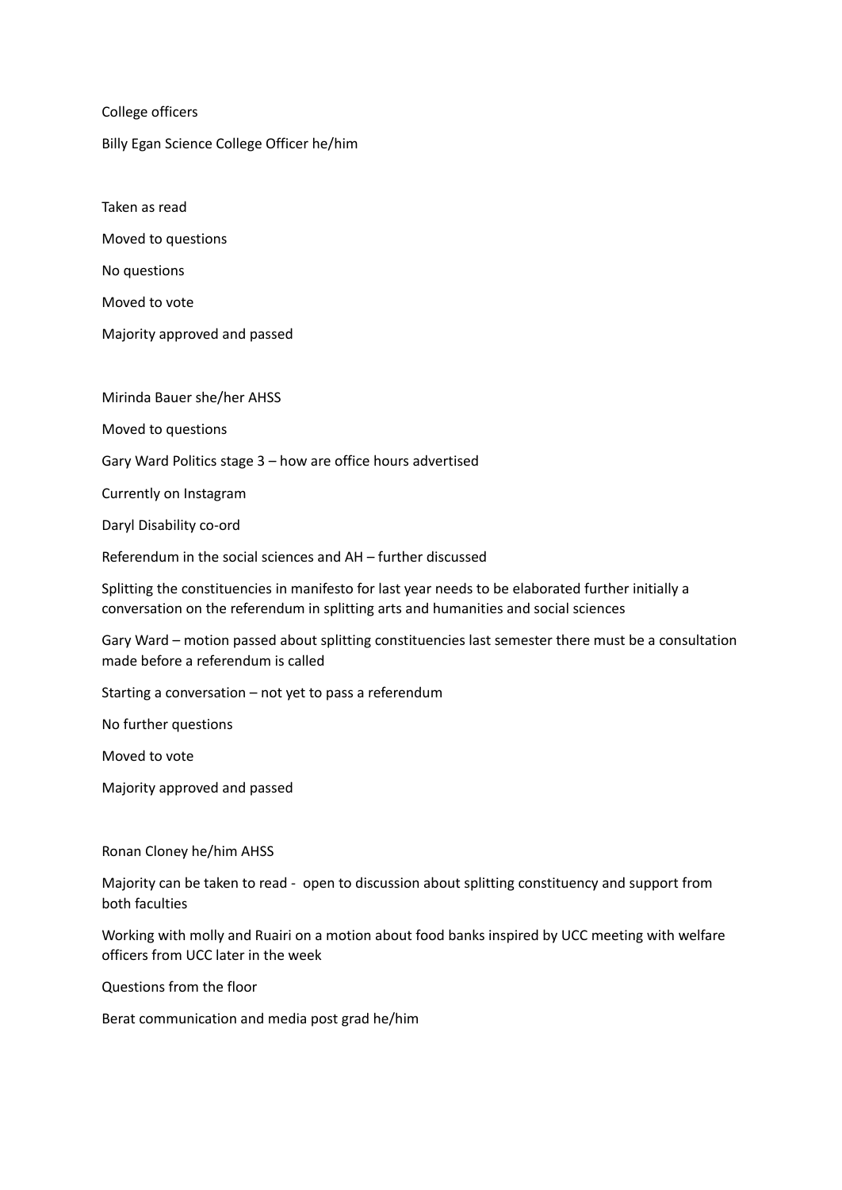College officers

Billy Egan Science College Officer he/him

Taken as read

Moved to questions

No questions

Moved to vote

Majority approved and passed

Mirinda Bauer she/her AHSS

Moved to questions

Gary Ward Politics stage 3 – how are office hours advertised

Currently on Instagram

Daryl Disability co-ord

Referendum in the social sciences and AH – further discussed

Splitting the constituencies in manifesto for last year needs to be elaborated further initially a conversation on the referendum in splitting arts and humanities and social sciences

Gary Ward – motion passed about splitting constituencies last semester there must be a consultation made before a referendum is called

Starting a conversation – not yet to pass a referendum

No further questions

Moved to vote

Majority approved and passed

Ronan Cloney he/him AHSS

Majority can be taken to read - open to discussion about splitting constituency and support from both faculties

Working with molly and Ruairi on a motion about food banks inspired by UCC meeting with welfare officers from UCC later in the week

Questions from the floor

Berat communication and media post grad he/him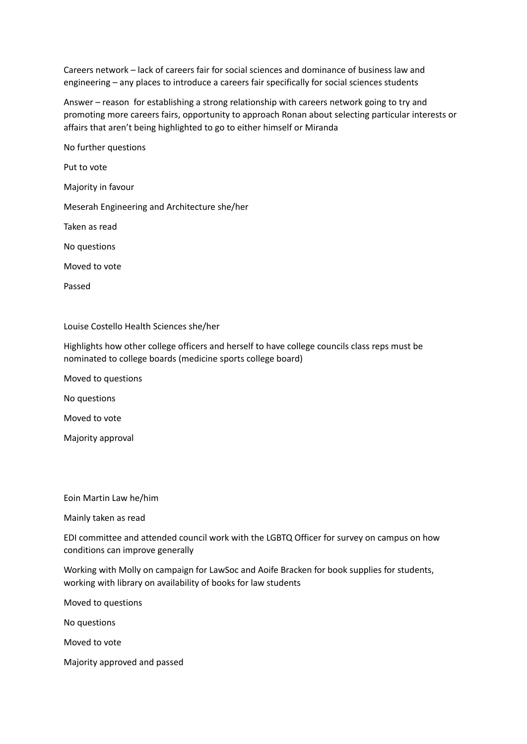Careers network – lack of careers fair for social sciences and dominance of business law and engineering – any places to introduce a careers fair specifically for social sciences students

Answer – reason  for establishing a strong relationship with careers network going to try and promoting more careers fairs, opportunity to approach Ronan about selecting particular interests or affairs that aren't being highlighted to go to either himself or Miranda

No further questions

Put to vote

Majority in favour

Meserah Engineering and Architecture she/her

Taken as read

No questions

Moved to vote

Passed

Louise Costello Health Sciences she/her

Highlights how other college officers and herself to have college councils class reps must be nominated to college boards (medicine sports college board)

Moved to questions

No questions

Moved to vote

Majority approval

Eoin Martin Law he/him

Mainly taken as read

EDI committee and attended council work with the LGBTQ Officer for survey on campus on how conditions can improve generally

Working with Molly on campaign for LawSoc and Aoife Bracken for book supplies for students, working with library on availability of books for law students

Moved to questions

No questions

Moved to vote

Majority approved and passed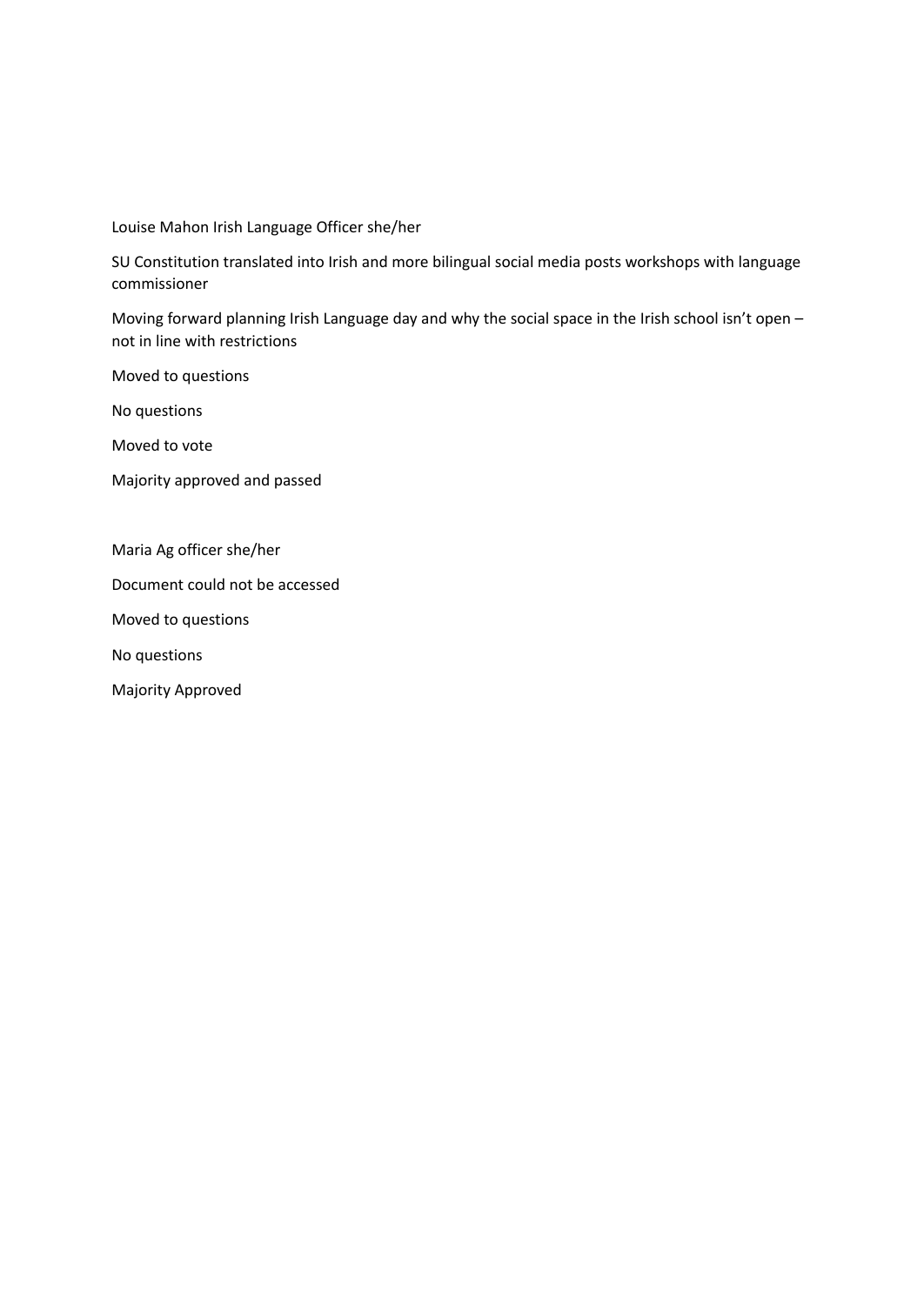Louise Mahon Irish Language Officer she/her

SU Constitution translated into Irish and more bilingual social media posts workshops with language commissioner

Moving forward planning Irish Language day and why the social space in the Irish school isn't open – not in line with restrictions

Moved to questions

No questions

Moved to vote

Majority approved and passed

Maria Ag officer she/her

Document could not be accessed

Moved to questions

No questions

Majority Approved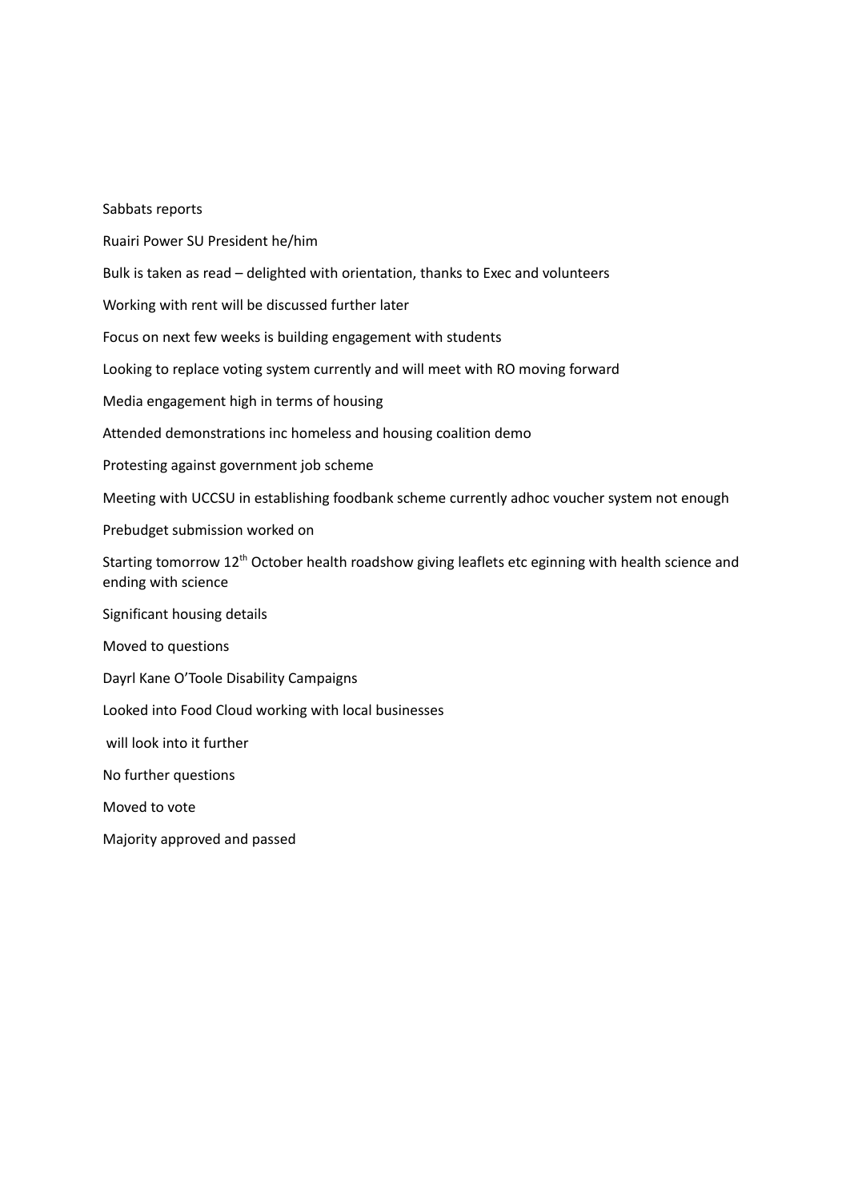Sabbats reports

Ruairi Power SU President he/him

Bulk is taken as read – delighted with orientation, thanks to Exec and volunteers

Working with rent will be discussed further later

Focus on next few weeks is building engagement with students

Looking to replace voting system currently and will meet with RO moving forward

Media engagement high in terms of housing

Attended demonstrations inc homeless and housing coalition demo

Protesting against government job scheme

Meeting with UCCSU in establishing foodbank scheme currently adhoc voucher system not enough

Prebudget submission worked on

Starting tomorrow 12th October health roadshow giving leaflets etc eginning with health science and ending with science

Significant housing details

Moved to questions

Dayrl Kane O'Toole Disability Campaigns

Looked into Food Cloud working with local businesses

will look into it further

No further questions

Moved to vote

Majority approved and passed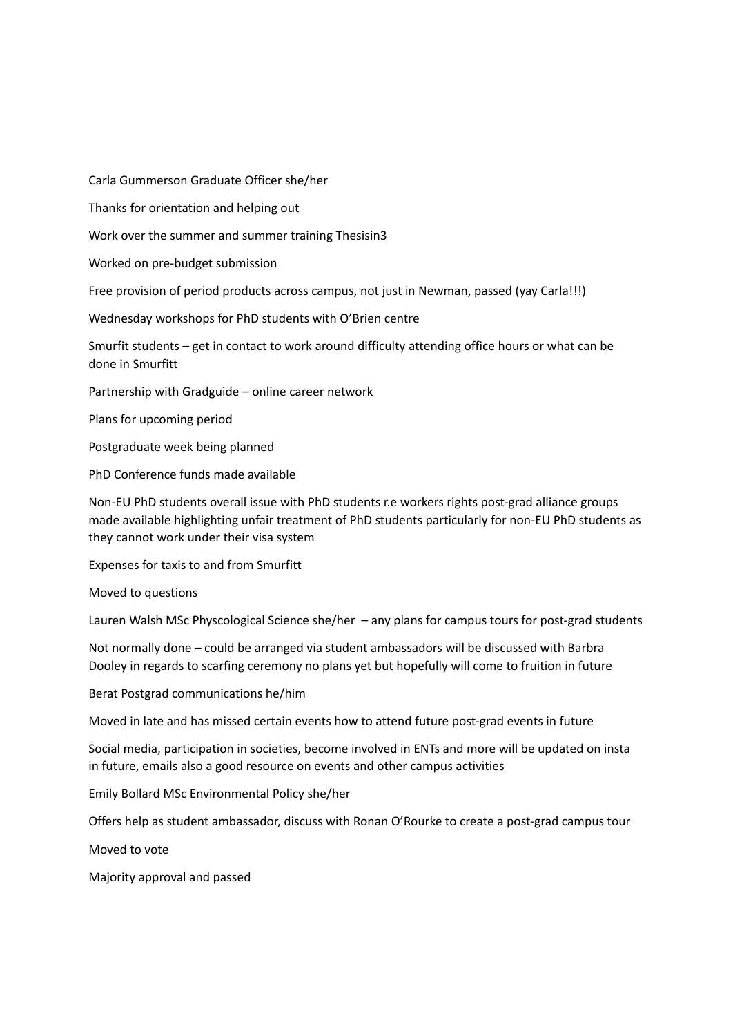Carla Gummerson Graduate Officer she/her

Thanks for orientation and helping out

Work over the summer and summer training Thesisin3

Worked on pre-budget submission

Free provision of period products across campus, not just in Newman, passed (yay Carla!!!)

Wednesday workshops for PhD students with O'Brien centre

Smurfit students – get in contact to work around difficulty attending office hours or what can be done in Smurfitt

Partnership with Gradguide – online career network

Plans for upcoming period

Postgraduate week being planned

PhD Conference funds made available

Non-EU PhD students overall issue with PhD students r.e workers rights post-grad alliance groups made available highlighting unfair treatment of PhD students particularly for non-EU PhD students as they cannot work under their visa system

Expenses for taxis to and from Smurfitt

Moved to questions

Lauren Walsh MSc Physcological Science she/her – any plans for campus tours for post-grad students

Not normally done – could be arranged via student ambassadors will be discussed with Barbra Dooley in regards to scarfing ceremony no plans yet but hopefully will come to fruition in future

Berat Postgrad communications he/him

Moved in late and has missed certain events how to attend future post-grad events in future

Social media, participation in societies, become involved in ENTs and more will be updated on insta in future, emails also a good resource on events and other campus activities

Emily Bollard MSc Environmental Policy she/her

Offers help as student ambassador, discuss with Ronan O'Rourke to create a post-grad campus tour

Moved to vote

Majority approval and passed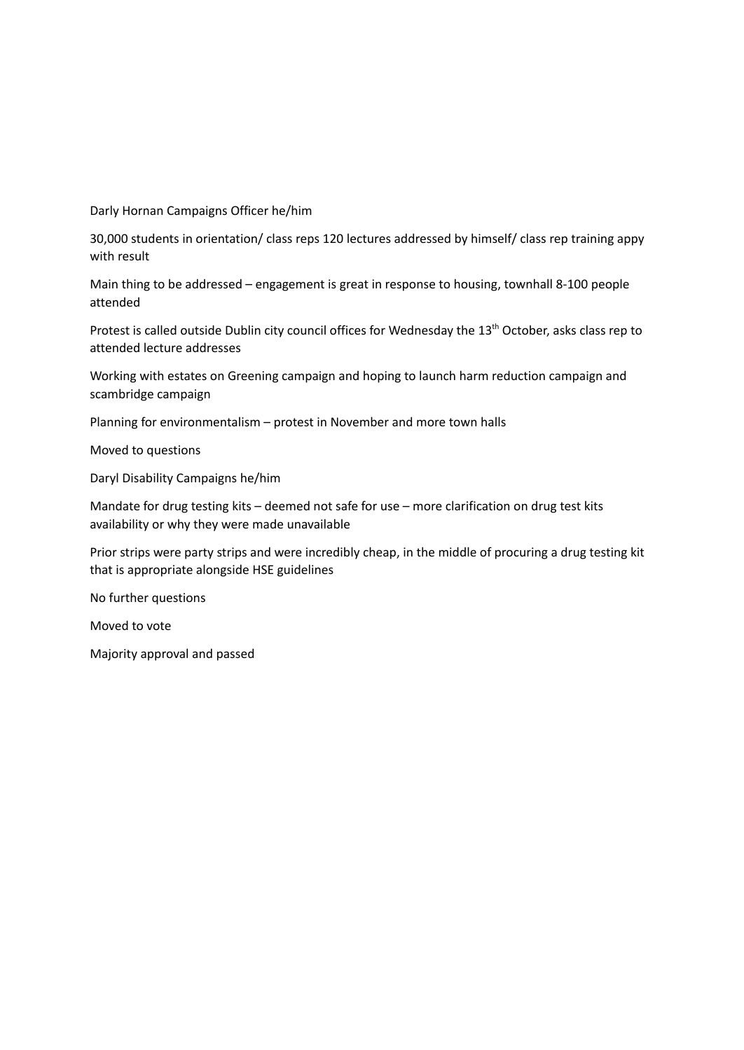Darly Hornan Campaigns Officer he/him

30,000 students in orientation/ class reps 120 lectures addressed by himself/ class rep training appy with result

Main thing to be addressed – engagement is great in response to housing, townhall 8-100 people attended

Protest is called outside Dublin city council offices for Wednesday the 13th October, asks class rep to attended lecture addresses

Working with estates on Greening campaign and hoping to launch harm reduction campaign and scambridge campaign

Planning for environmentalism – protest in November and more town halls

Moved to questions

Daryl Disability Campaigns he/him

Mandate for drug testing kits – deemed not safe for use – more clarification on drug test kits availability or why they were made unavailable

Prior strips were party strips and were incredibly cheap, in the middle of procuring a drug testing kit that is appropriate alongside HSE guidelines

No further questions

Moved to vote

Majority approval and passed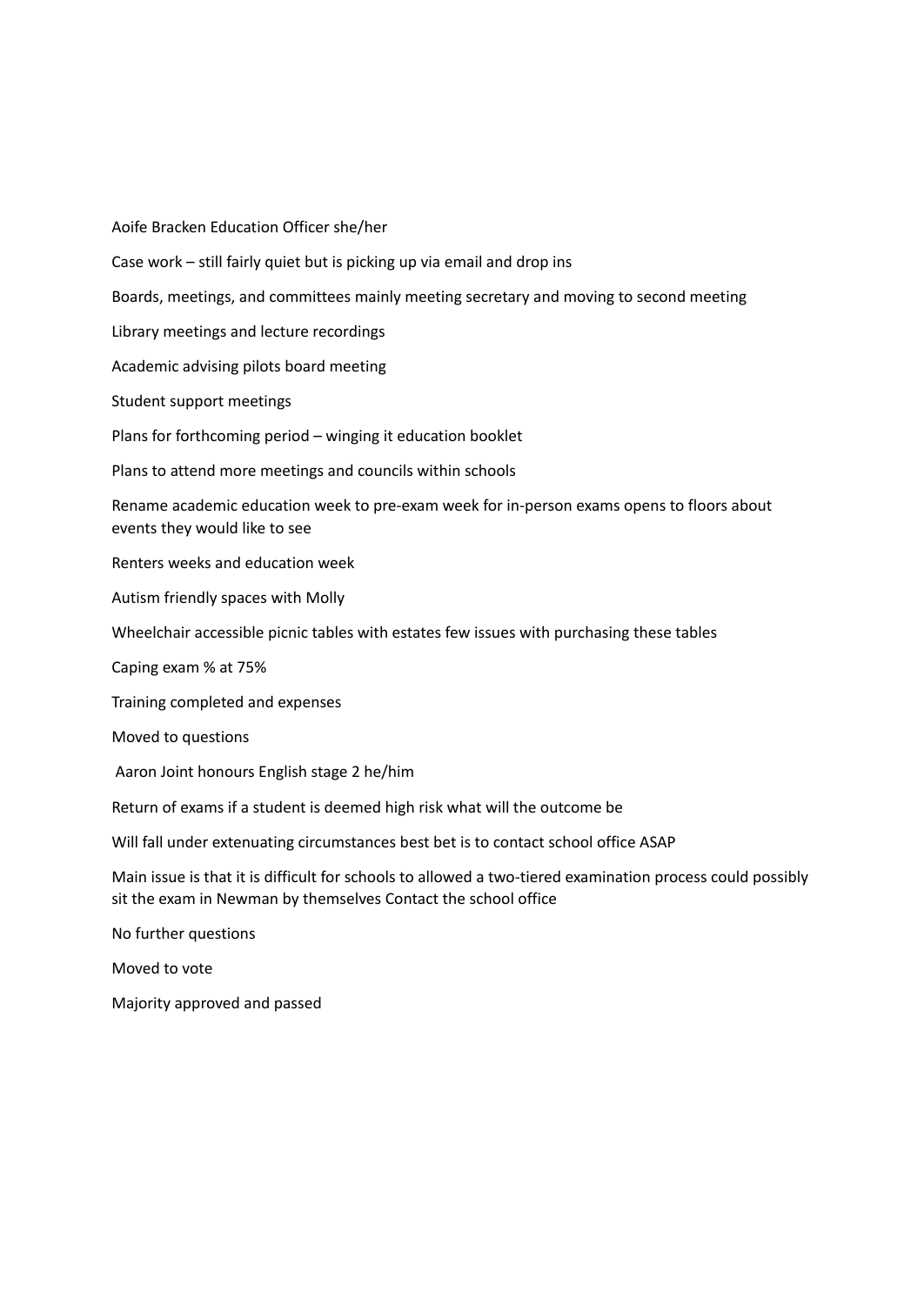Aoife Bracken Education Officer she/her

Case work – still fairly quiet but is picking up via email and drop ins

Boards, meetings, and committees mainly meeting secretary and moving to second meeting

Library meetings and lecture recordings

Academic advising pilots board meeting

Student support meetings

Plans for forthcoming period – winging it education booklet

Plans to attend more meetings and councils within schools

Rename academic education week to pre-exam week for in-person exams opens to floors about events they would like to see

Renters weeks and education week

Autism friendly spaces with Molly

Wheelchair accessible picnic tables with estates few issues with purchasing these tables

Caping exam % at 75%

Training completed and expenses

Moved to questions

Aaron Joint honours English stage 2 he/him

Return of exams if a student is deemed high risk what will the outcome be

Will fall under extenuating circumstances best bet is to contact school office ASAP

Main issue is that it is difficult for schools to allowed a two-tiered examination process could possibly sit the exam in Newman by themselves Contact the school office

No further questions

Moved to vote

Majority approved and passed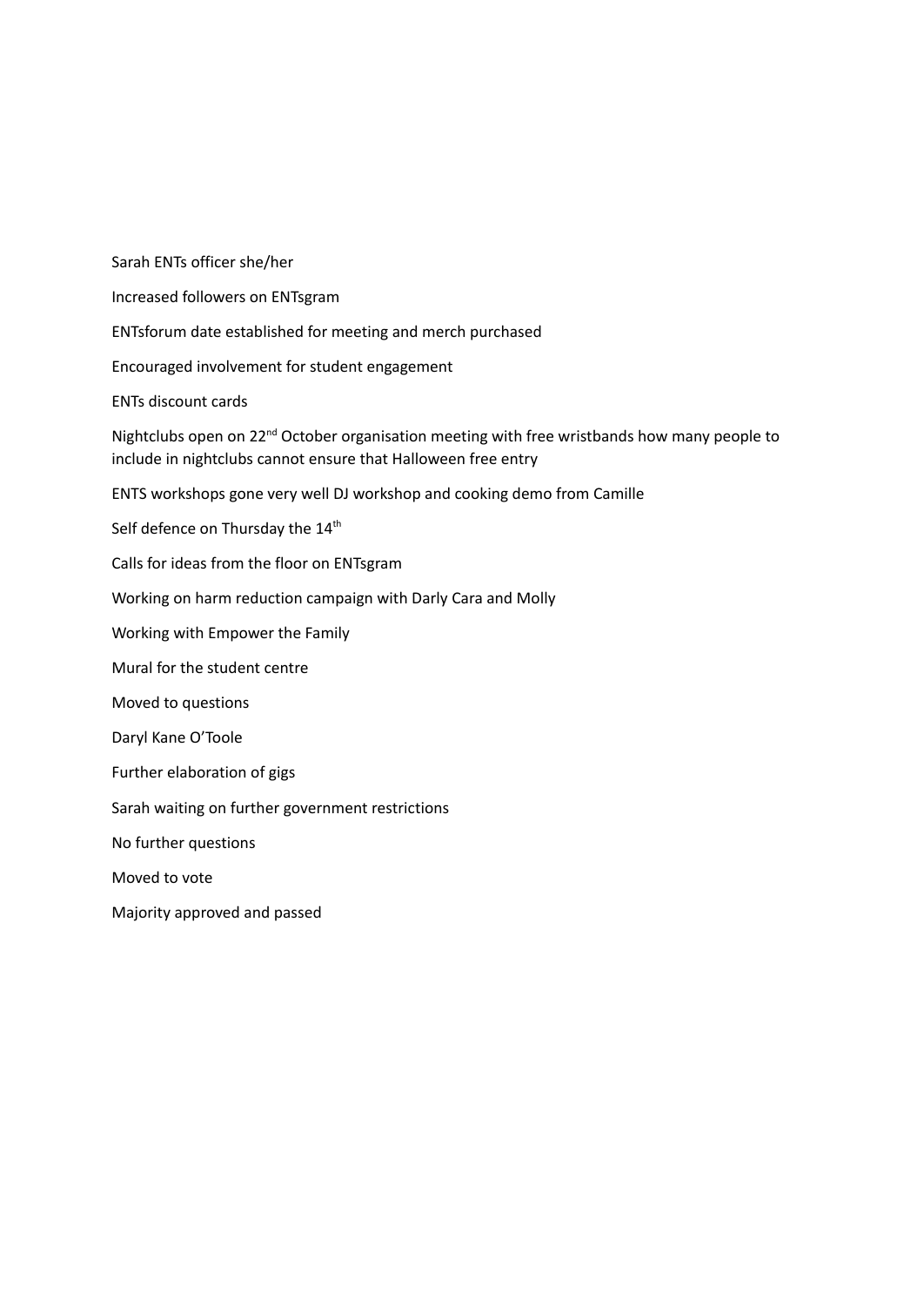Sarah ENTs officer she/her

Increased followers on ENTsgram

ENTsforum date established for meeting and merch purchased

Encouraged involvement for student engagement

ENTs discount cards

Nightclubs open on 22nd October organisation meeting with free wristbands how many people to include in nightclubs cannot ensure that Halloween free entry

ENTS workshops gone very well DJ workshop and cooking demo from Camille

Self defence on Thursday the 14th

Calls for ideas from the floor on ENTsgram

Working on harm reduction campaign with Darly Cara and Molly

Working with Empower the Family

Mural for the student centre

Moved to questions

Daryl Kane O'Toole

Further elaboration of gigs

Sarah waiting on further government restrictions

No further questions

Moved to vote

Majority approved and passed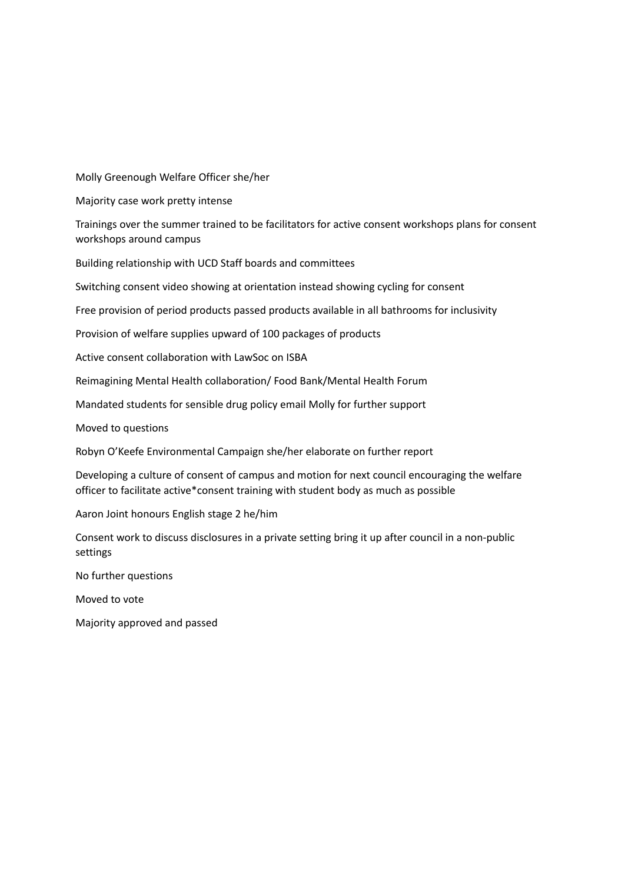Molly Greenough Welfare Officer she/her

Majority case work pretty intense

Trainings over the summer trained to be facilitators for active consent workshops plans for consent workshops around campus

Building relationship with UCD Staff boards and committees

Switching consent video showing at orientation instead showing cycling for consent

Free provision of period products passed products available in all bathrooms for inclusivity

Provision of welfare supplies upward of 100 packages of products

Active consent collaboration with LawSoc on ISBA

Reimagining Mental Health collaboration/ Food Bank/Mental Health Forum

Mandated students for sensible drug policy email Molly for further support

Moved to questions

Robyn O'Keefe Environmental Campaign she/her elaborate on further report

Developing a culture of consent of campus and motion for next council encouraging the welfare officer to facilitate active*consent training with student body as much as possible

Aaron Joint honours English stage 2 he/him

Consent work to discuss disclosures in a private setting bring it up after council in a non-public settings

No further questions

Moved to vote

Majority approved and passed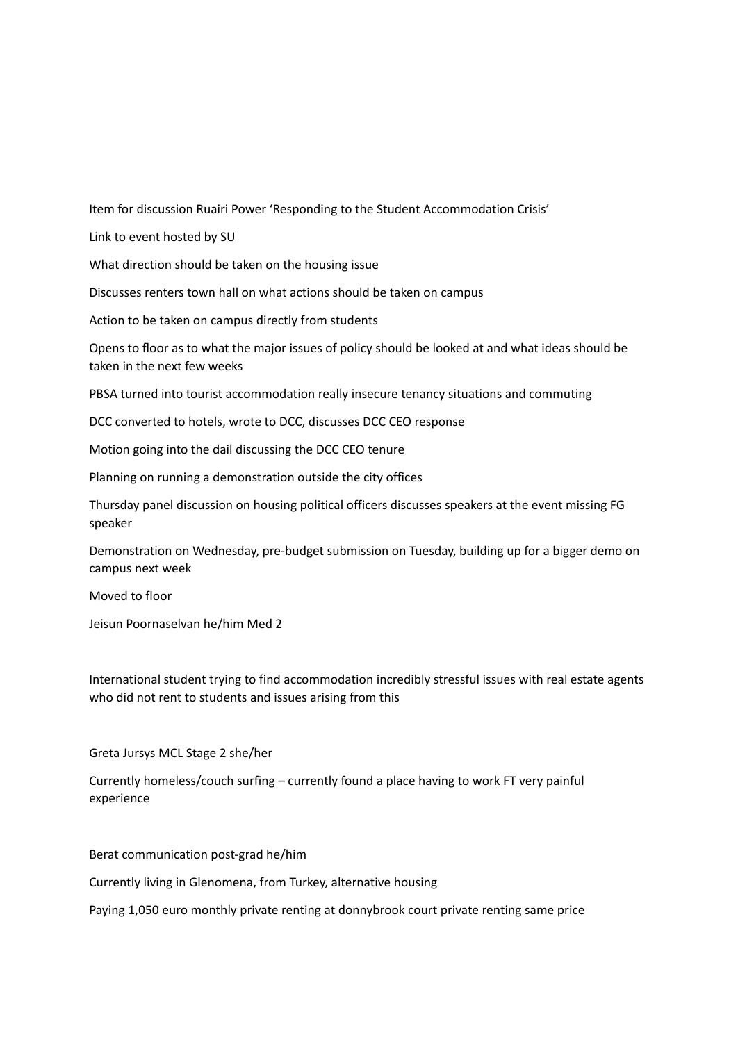Item for discussion Ruairi Power 'Responding to the Student Accommodation Crisis'

Link to event hosted by SU

What direction should be taken on the housing issue

Discusses renters town hall on what actions should be taken on campus

Action to be taken on campus directly from students

Opens to floor as to what the major issues of policy should be looked at and what ideas should be taken in the next few weeks

PBSA turned into tourist accommodation really insecure tenancy situations and commuting

DCC converted to hotels, wrote to DCC, discusses DCC CEO response

Motion going into the dail discussing the DCC CEO tenure

Planning on running a demonstration outside the city offices

Thursday panel discussion on housing political officers discusses speakers at the event missing FG speaker

Demonstration on Wednesday, pre-budget submission on Tuesday, building up for a bigger demo on campus next week

Moved to floor

Jeisun Poornaselvan he/him Med 2

International student trying to find accommodation incredibly stressful issues with real estate agents who did not rent to students and issues arising from this

Greta Jursys MCL Stage 2 she/her

Currently homeless/couch surfing – currently found a place having to work FT very painful experience

Berat communication post-grad he/him

Currently living in Glenomena, from Turkey, alternative housing

Paying 1,050 euro monthly private renting at donnybrook court private renting same price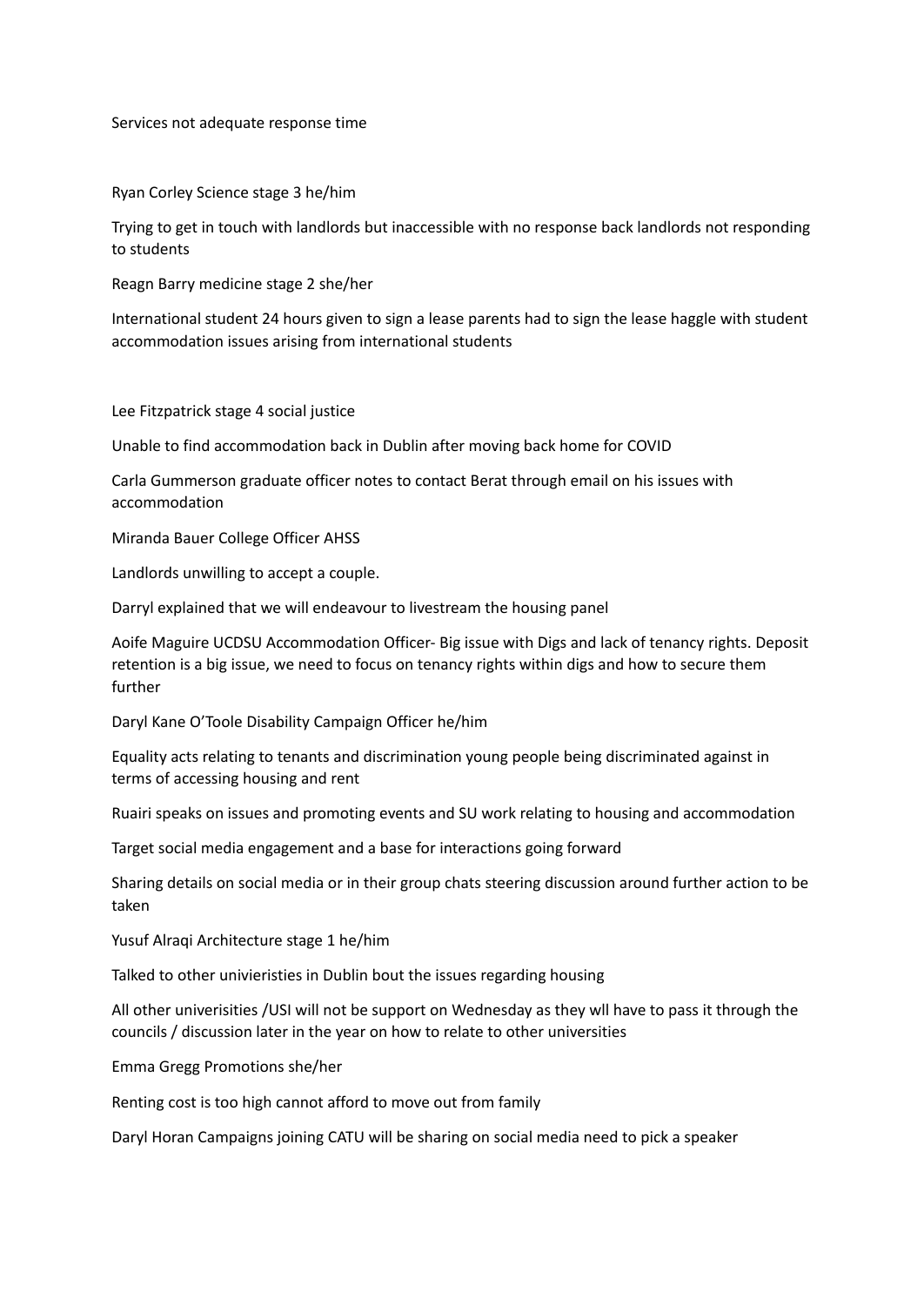Services not adequate response time

Ryan Corley Science stage 3 he/him

Trying to get in touch with landlords but inaccessible with no response back landlords not responding to students

Reagn Barry medicine stage 2 she/her

International student 24 hours given to sign a lease parents had to sign the lease haggle with student accommodation issues arising from international students

Lee Fitzpatrick stage 4 social justice

Unable to find accommodation back in Dublin after moving back home for COVID

Carla Gummerson graduate officer notes to contact Berat through email on his issues with accommodation

Miranda Bauer College Officer AHSS

Landlords unwilling to accept a couple.

Darryl explained that we will endeavour to livestream the housing panel

Aoife Maguire UCDSU Accommodation Officer- Big issue with Digs and lack of tenancy rights. Deposit retention is a big issue, we need to focus on tenancy rights within digs and how to secure them further

Daryl Kane O'Toole Disability Campaign Officer he/him

Equality acts relating to tenants and discrimination young people being discriminated against in terms of accessing housing and rent

Ruairi speaks on issues and promoting events and SU work relating to housing and accommodation

Target social media engagement and a base for interactions going forward

Sharing details on social media or in their group chats steering discussion around further action to be taken

Yusuf Alraqi Architecture stage 1 he/him

Talked to other univieristies in Dublin bout the issues regarding housing

All other univerisities /USI will not be support on Wednesday as they wll have to pass it through the councils / discussion later in the year on how to relate to other universities

Emma Gregg Promotions she/her

Renting cost is too high cannot afford to move out from family

Daryl Horan Campaigns joining CATU will be sharing on social media need to pick a speaker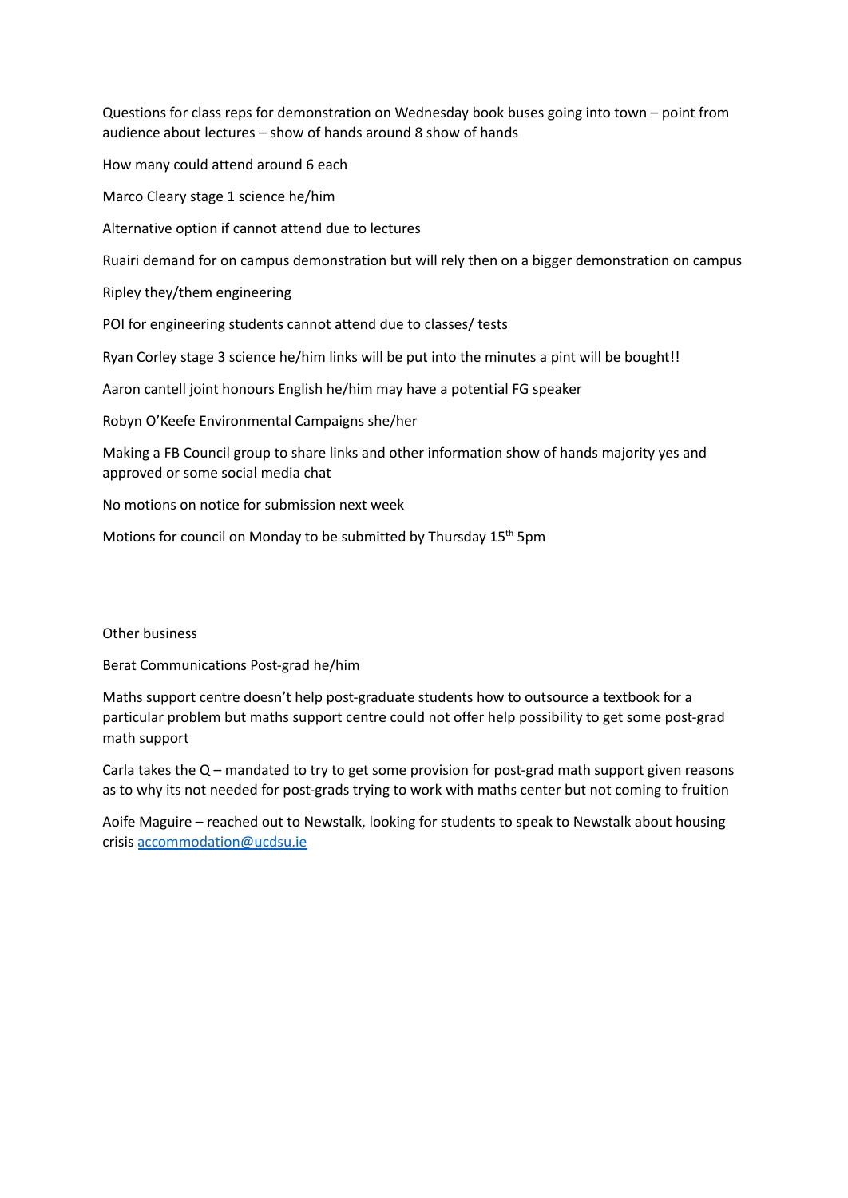Questions for class reps for demonstration on Wednesday book buses going into town – point from audience about lectures – show of hands around 8 show of hands

How many could attend around 6 each

Marco Cleary stage 1 science he/him

Alternative option if cannot attend due to lectures

Ruairi demand for on campus demonstration but will rely then on a bigger demonstration on campus

Ripley they/them engineering

POI for engineering students cannot attend due to classes/ tests

Ryan Corley stage 3 science he/him links will be put into the minutes a pint will be bought!!

Aaron cantell joint honours English he/him may have a potential FG speaker

Robyn O'Keefe Environmental Campaigns she/her

Making a FB Council group to share links and other information show of hands majority yes and approved or some social media chat

No motions on notice for submission next week

Motions for council on Monday to be submitted by Thursday 15th 5pm

Other business

Berat Communications Post-grad he/him

Maths support centre doesn't help post-graduate students how to outsource a textbook for a particular problem but maths support centre could not offer help possibility to get some post-grad math support

Carla takes the Q – mandated to try to get some provision for post-grad math support given reasons as to why its not needed for post-grads trying to work with maths center but not coming to fruition

Aoife Maguire – reached out to Newstalk, looking for students to speak to Newstalk about housing crisis accommodation@ucdsu.ie